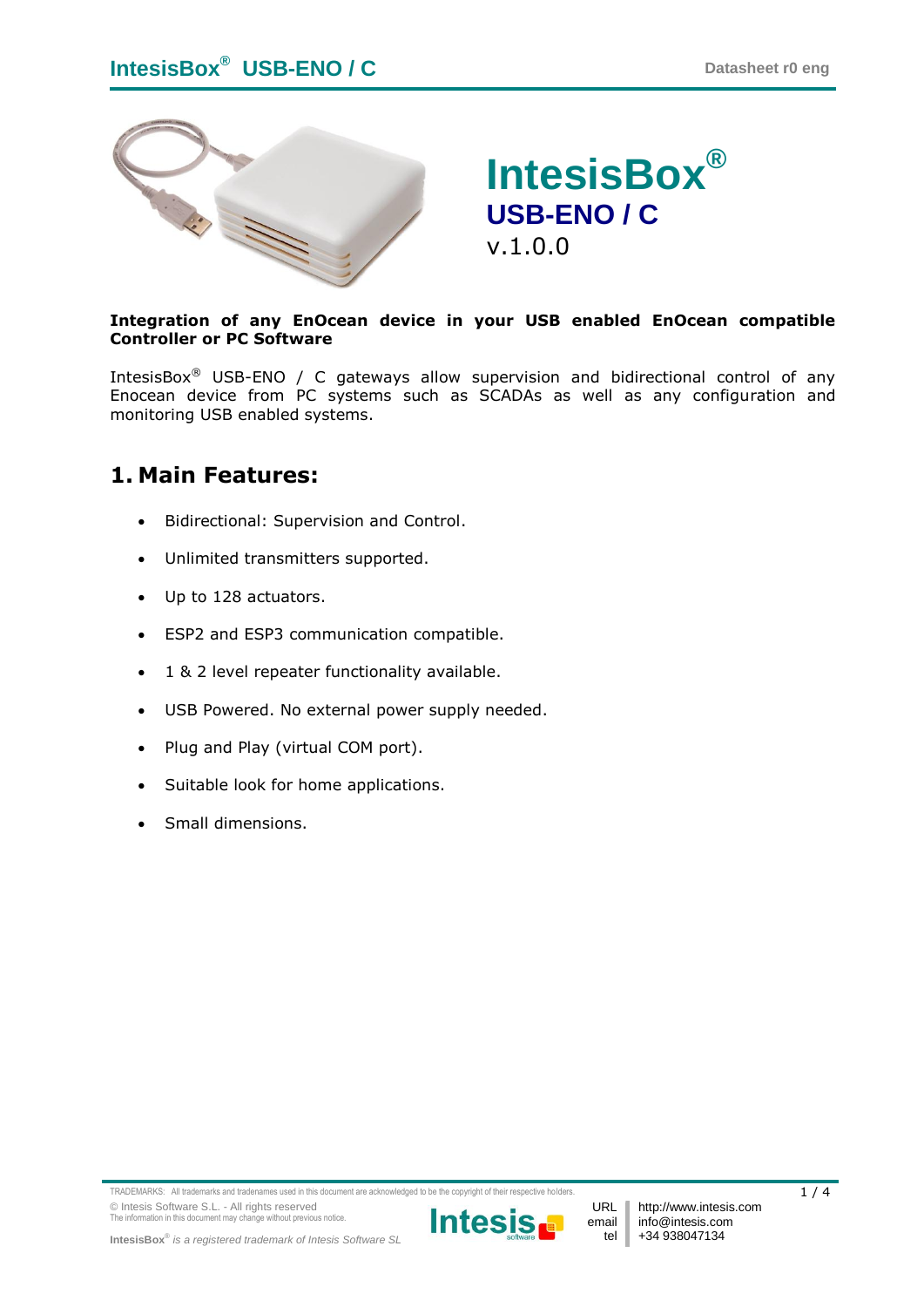# IntesisBox®

## USB-ENO / C

v.1.0.0

**Integration of any EnOcean device in your USB enabled EnOcean compatible Controller or PC Software**

IntesisBox® USB-ENO / C gateways allow supervision and bidirectional control of any Enocean device from PC systems such as SCADAs as well as any configuration and monitoring USB enabled systems.

## 1. Main Features:

- Bidirectional: Supervision and Control.
- Unlimited transmitters supported.
- Up to 128 actuators.
- ESP2 and ESP3 communication compatible.
- 1 & 2 level repeater functionality available.
- USB Powered. No external power supply needed.
- Plug and Play (virtual COM port).
- Suitable look for home applications.
- Small dimensions.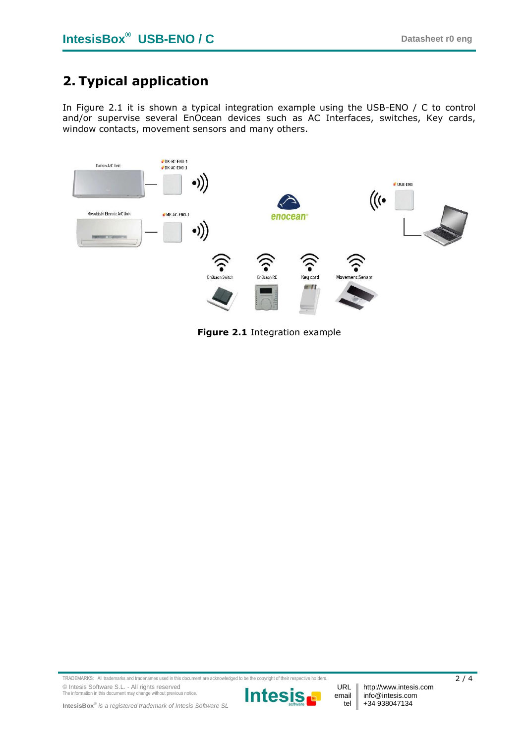## 2. Typical application

In Figure 2.1 it is shown a typical integration example using the USB-ENO / C to control and/or supervise several EnOcean devices such as AC Interfaces, switches, Key cards, window contacts, movement sensors and many others.

**Figure 2.1** Integration example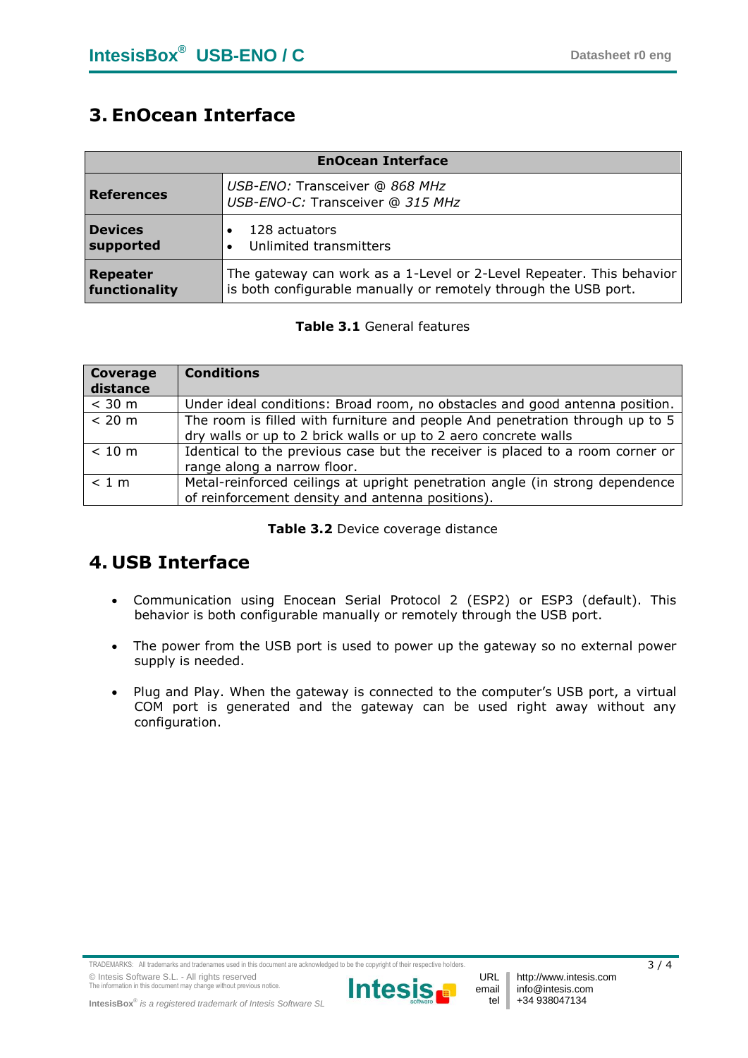# 3. EnOcean Interface

| EnOcean Interface | |
|---|---|
| **References** | *USB-ENO:* Transceiver @ *868 MHz*<br>*USB-ENO-C:* Transceiver @ *315 MHz* |
| **Devices supported** | • 128 actuators<br>• Unlimited transmitters |
| **Repeater functionality** | The gateway can work as a 1-Level or 2-Level Repeater. This behavior is both configurable manually or remotely through the USB port. |

**Table 3.1** General features

| Coverage distance | Conditions |
|---|---|
| < 30 m | Under ideal conditions: Broad room, no obstacles and good antenna position. |
| < 20 m | The room is filled with furniture and people And penetration through up to 5 dry walls or up to 2 brick walls or up to 2 aero concrete walls |
| < 10 m | Identical to the previous case but the receiver is placed to a room corner or range along a narrow floor. |
| < 1 m | Metal-reinforced ceilings at upright penetration angle (in strong dependence of reinforcement density and antenna positions). |

**Table 3.2** Device coverage distance

# 4. USB Interface

- Communication using Enocean Serial Protocol 2 (ESP2) or ESP3 (default). This behavior is both configurable manually or remotely through the USB port.
- The power from the USB port is used to power up the gateway so no external power supply is needed.
- Plug and Play. When the gateway is connected to the computer's USB port, a virtual COM port is generated and the gateway can be used right away without any configuration.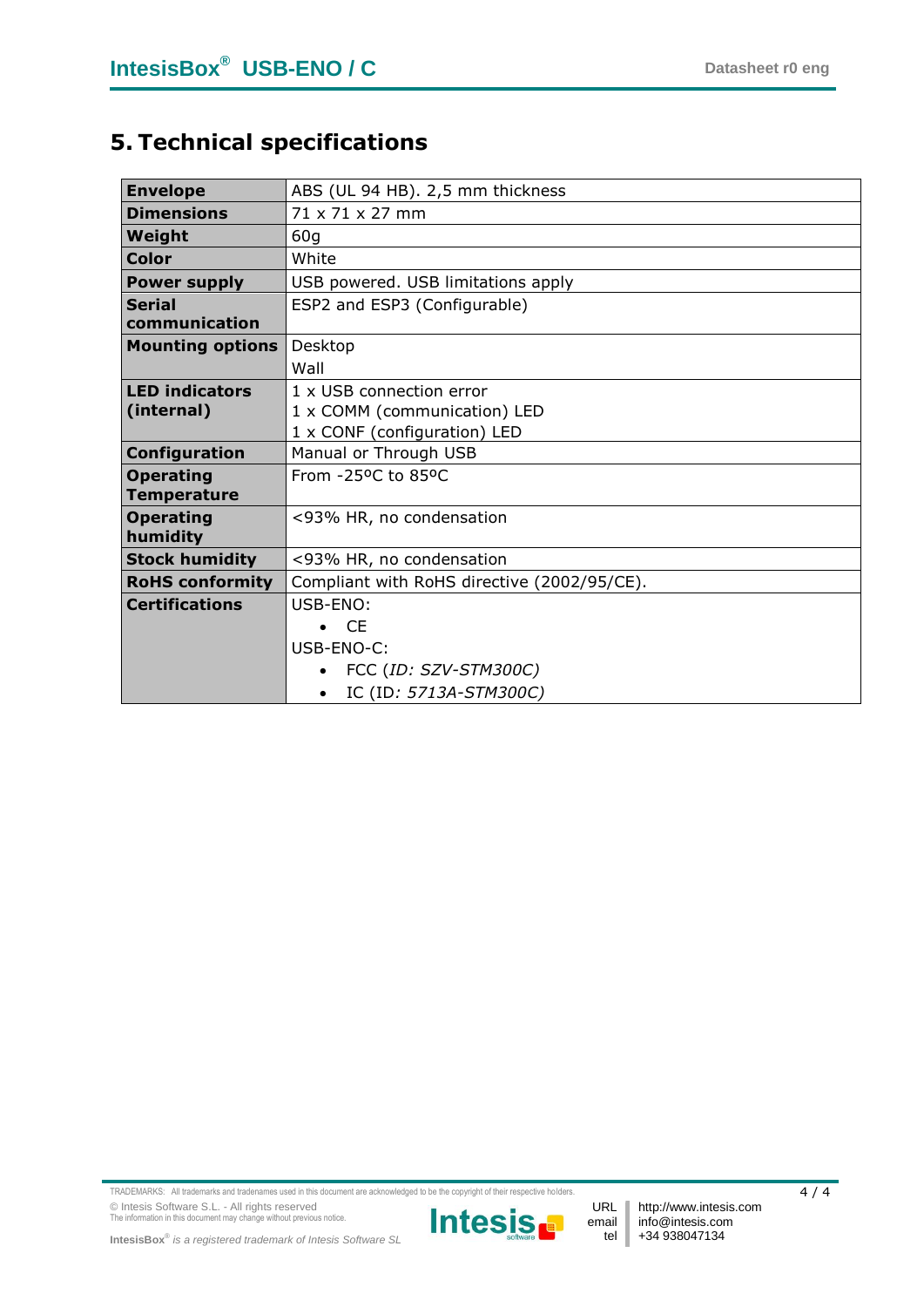# 5. Technical specifications

| | |
|---|---|
| **Envelope** | ABS (UL 94 HB). 2,5 mm thickness |
| **Dimensions** | 71 x 71 x 27 mm |
| **Weight** | 60g |
| **Color** | White |
| **Power supply** | USB powered. USB limitations apply |
| **Serial communication** | ESP2 and ESP3 (Configurable) |
| **Mounting options** | Desktop<br>Wall |
| **LED indicators (internal)** | 1 x USB connection error<br>1 x COMM (communication) LED<br>1 x CONF (configuration) LED |
| **Configuration** | Manual or Through USB |
| **Operating Temperature** | From -25ºC to 85ºC |
| **Operating humidity** | <93% HR, no condensation |
| **Stock humidity** | <93% HR, no condensation |
| **RoHS conformity** | Compliant with RoHS directive (2002/95/CE). |
| **Certifications** | USB-ENO:<br>• CE<br>USB-ENO-C:<br>• FCC (*ID: SZV-STM300C)*<br>• IC (ID*: 5713A-STM300C)* |